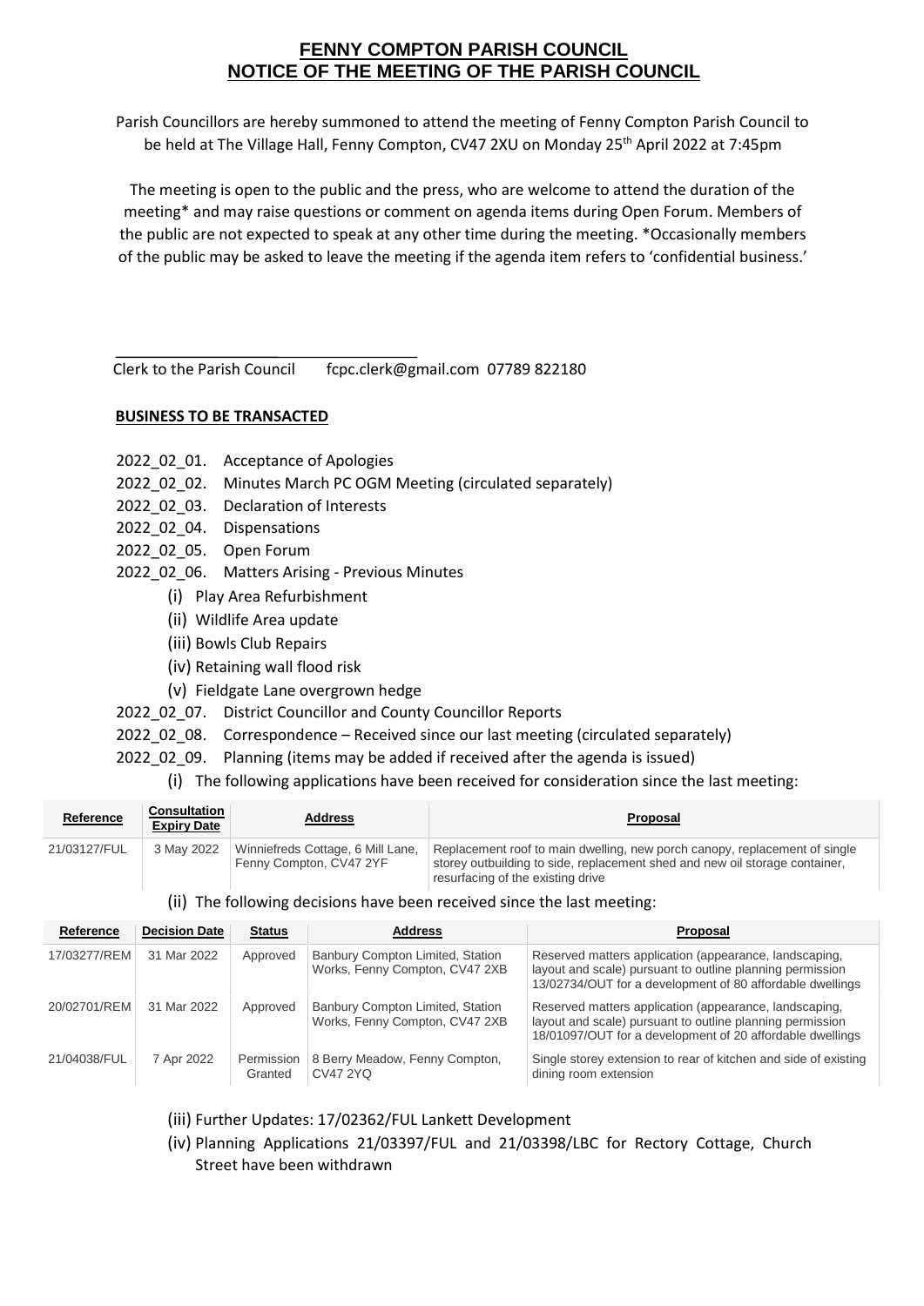# FENNY COMPTON PARISH COUNCIL
# NOTICE OF THE MEETING OF THE PARISH COUNCIL

Parish Councillors are hereby summoned to attend the meeting of Fenny Compton Parish Council to be held at The Village Hall, Fenny Compton, CV47 2XU on Monday 25th April 2022 at 7:45pm

The meeting is open to the public and the press, who are welcome to attend the duration of the meeting* and may raise questions or comment on agenda items during Open Forum. Members of the public are not expected to speak at any other time during the meeting. *Occasionally members of the public may be asked to leave the meeting if the agenda item refers to 'confidential business.'

Clerk to the Parish Council    fcpc.clerk@gmail.com 07789 822180

**BUSINESS TO BE TRANSACTED**

2022_02_01. Acceptance of Apologies
2022_02_02. Minutes March PC OGM Meeting (circulated separately)
2022_02_03. Declaration of Interests
2022_02_04. Dispensations
2022_02_05. Open Forum
2022_02_06. Matters Arising - Previous Minutes

- (i) Play Area Refurbishment
- (ii) Wildlife Area update
- (iii) Bowls Club Repairs
- (iv) Retaining wall flood risk
- (v) Fieldgate Lane overgrown hedge

2022_02_07. District Councillor and County Councillor Reports
2022_02_08. Correspondence – Received since our last meeting (circulated separately)
2022_02_09. Planning (items may be added if received after the agenda is issued)

(i) The following applications have been received for consideration since the last meeting:

| Reference | Consultation Expiry Date | Address | Proposal |
|---|---|---|---|
| 21/03127/FUL | 3 May 2022 | Winniefreds Cottage, 6 Mill Lane, Fenny Compton, CV47 2YF | Replacement roof to main dwelling, new porch canopy, replacement of single storey outbuilding to side, replacement shed and new oil storage container, resurfacing of the existing drive |

(ii) The following decisions have been received since the last meeting:

| Reference | Decision Date | Status | Address | Proposal |
|---|---|---|---|---|
| 17/03277/REM | 31 Mar 2022 | Approved | Banbury Compton Limited, Station Works, Fenny Compton, CV47 2XB | Reserved matters application (appearance, landscaping, layout and scale) pursuant to outline planning permission 13/02734/OUT for a development of 80 affordable dwellings |
| 20/02701/REM | 31 Mar 2022 | Approved | Banbury Compton Limited, Station Works, Fenny Compton, CV47 2XB | Reserved matters application (appearance, landscaping, layout and scale) pursuant to outline planning permission 18/01097/OUT for a development of 20 affordable dwellings |
| 21/04038/FUL | 7 Apr 2022 | Permission Granted | 8 Berry Meadow, Fenny Compton, CV47 2YQ | Single storey extension to rear of kitchen and side of existing dining room extension |

(iii) Further Updates: 17/02362/FUL Lankett Development

(iv) Planning Applications 21/03397/FUL and 21/03398/LBC for Rectory Cottage, Church Street have been withdrawn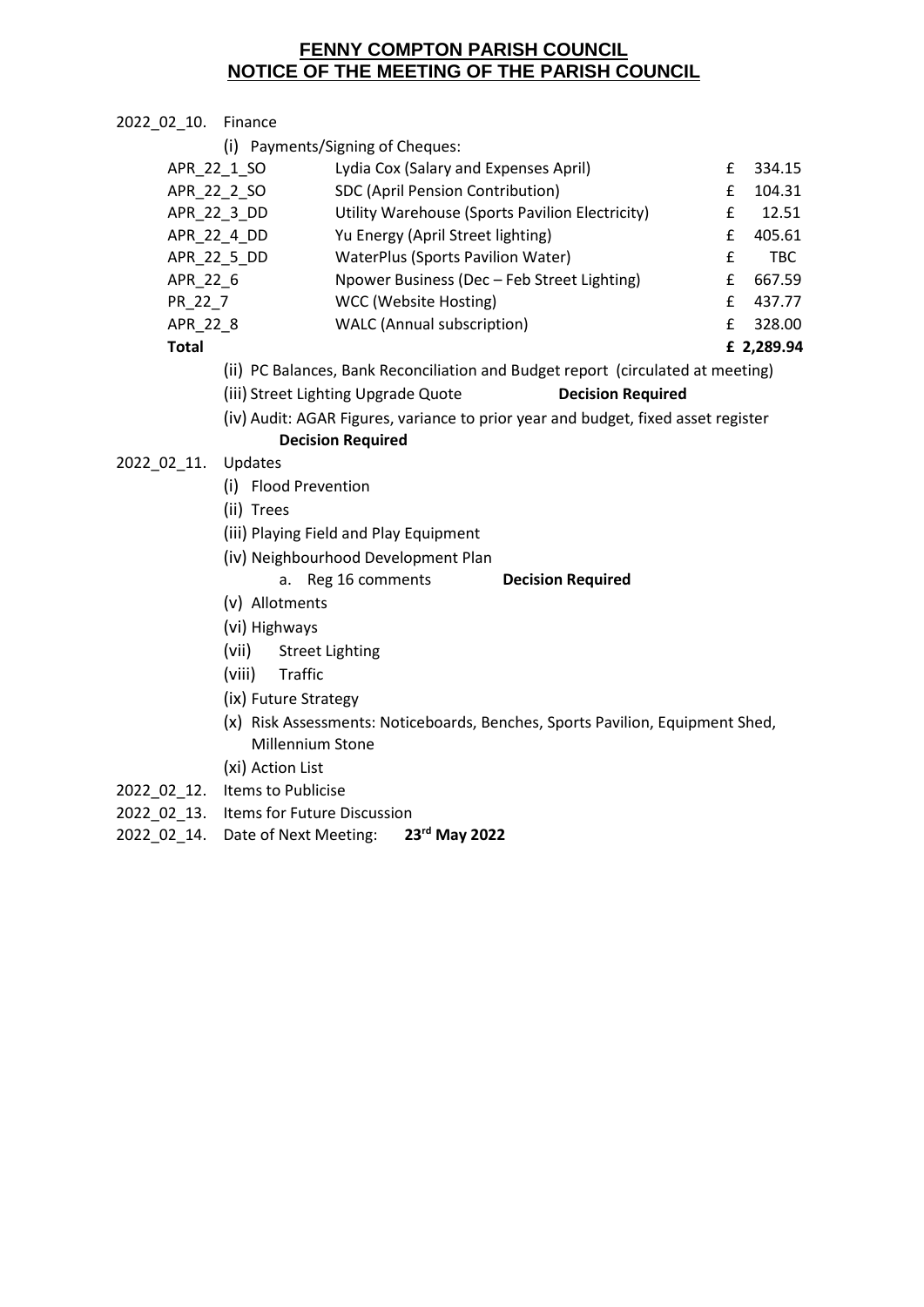# FENNY COMPTON PARISH COUNCIL
## NOTICE OF THE MEETING OF THE PARISH COUNCIL

2022_02_10. Finance

(i) Payments/Signing of Cheques:

| | | | |
|---|---|---|---|
| APR_22_1_SO | Lydia Cox (Salary and Expenses April) | £ | 334.15 |
| APR_22_2_SO | SDC (April Pension Contribution) | £ | 104.31 |
| APR_22_3_DD | Utility Warehouse (Sports Pavilion Electricity) | £ | 12.51 |
| APR_22_4_DD | Yu Energy (April Street lighting) | £ | 405.61 |
| APR_22_5_DD | WaterPlus (Sports Pavilion Water) | £ | TBC |
| APR_22_6 | Npower Business (Dec – Feb Street Lighting) | £ | 667.59 |
| PR_22_7 | WCC (Website Hosting) | £ | 437.77 |
| APR_22_8 | WALC (Annual subscription) | £ | 328.00 |
| **Total** | | | **£ 2,289.94** |

(ii) PC Balances, Bank Reconciliation and Budget report (circulated at meeting)

(iii) Street Lighting Upgrade Quote **Decision Required**

(iv) Audit: AGAR Figures, variance to prior year and budget, fixed asset register **Decision Required**

2022_02_11. Updates

(i) Flood Prevention

(ii) Trees

(iii) Playing Field and Play Equipment

(iv) Neighbourhood Development Plan

a. Reg 16 comments **Decision Required**

(v) Allotments

(vi) Highways

(vii) Street Lighting

(viii) Traffic

(ix) Future Strategy

(x) Risk Assessments: Noticeboards, Benches, Sports Pavilion, Equipment Shed, Millennium Stone

(xi) Action List

2022_02_12. Items to Publicise

2022_02_13. Items for Future Discussion

2022_02_14. Date of Next Meeting: **23rd May 2022**